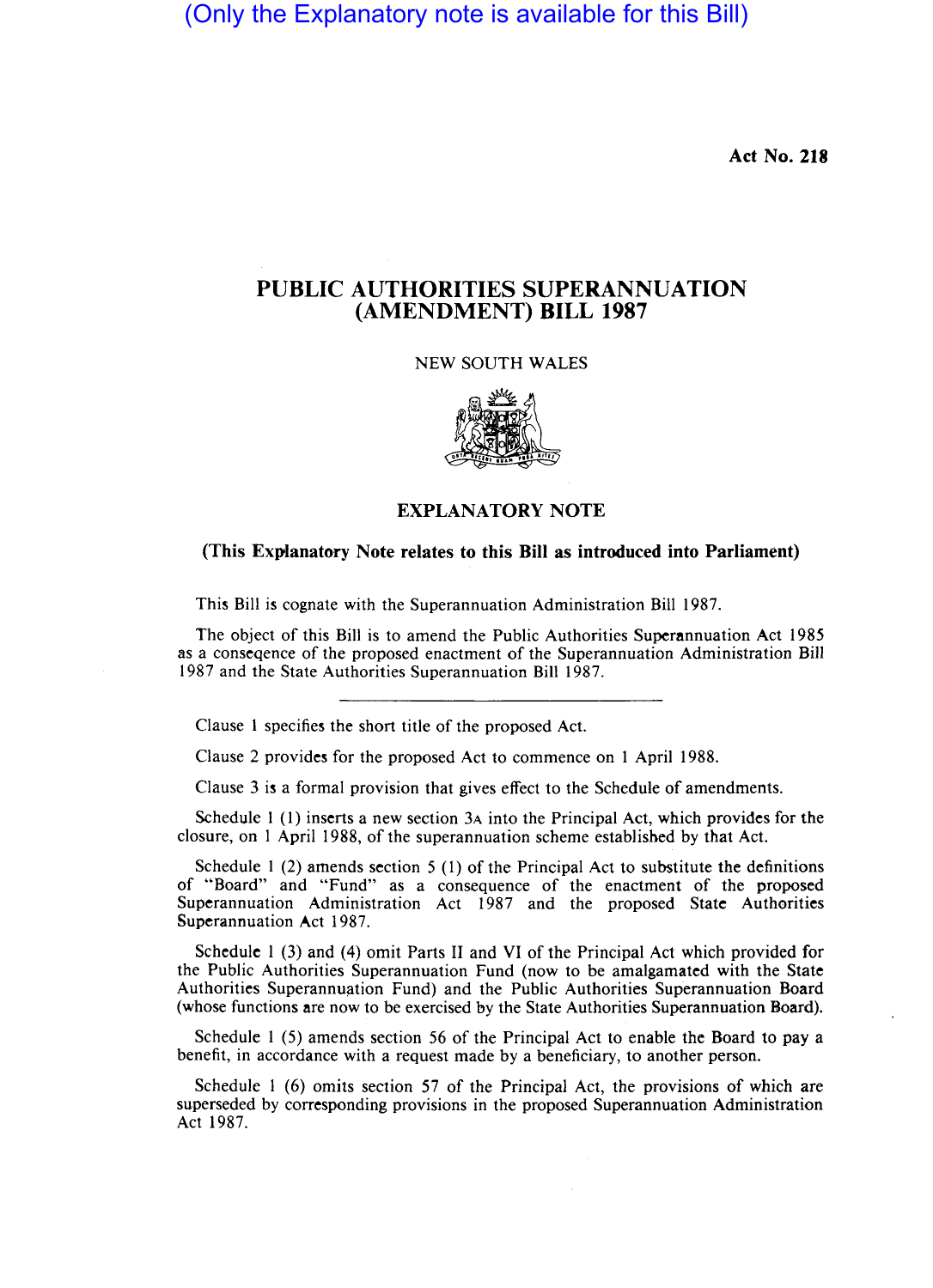(Only the Explanatory note is available for this Bill)

**Act No. 218**

# PUBLIC AUTHORITIES SUPERANNUATION (AMENDMENT) BILL 1987

NEW SOUTH WALES

## EXPLANATORY NOTE

**(This Explanatory Note relates to this Bill as introduced into Parliament)**

This Bill is cognate with the Superannuation Administration Bill 1987.

The object of this Bill is to amend the Public Authorities Superannuation Act 1985 as a conseqence of the proposed enactment of the Superannuation Administration Bill 1987 and the State Authorities Superannuation Bill 1987.

---

Clause 1 specifies the short title of the proposed Act.

Clause 2 provides for the proposed Act to commence on 1 April 1988.

Clause 3 is a formal provision that gives effect to the Schedule of amendments.

Schedule 1 (1) inserts a new section 3A into the Principal Act, which provides for the closure, on 1 April 1988, of the superannuation scheme established by that Act.

Schedule 1 (2) amends section 5 (1) of the Principal Act to substitute the definitions of "Board" and "Fund" as a consequence of the enactment of the proposed Superannuation Administration Act 1987 and the proposed State Authorities Superannuation Act 1987.

Schedule 1 (3) and (4) omit Parts II and VI of the Principal Act which provided for the Public Authorities Superannuation Fund (now to be amalgamated with the State Authorities Superannuation Fund) and the Public Authorities Superannuation Board (whose functions are now to be exercised by the State Authorities Superannuation Board).

Schedule 1 (5) amends section 56 of the Principal Act to enable the Board to pay a benefit, in accordance with a request made by a beneficiary, to another person.

Schedule 1 (6) omits section 57 of the Principal Act, the provisions of which are superseded by corresponding provisions in the proposed Superannuation Administration Act 1987.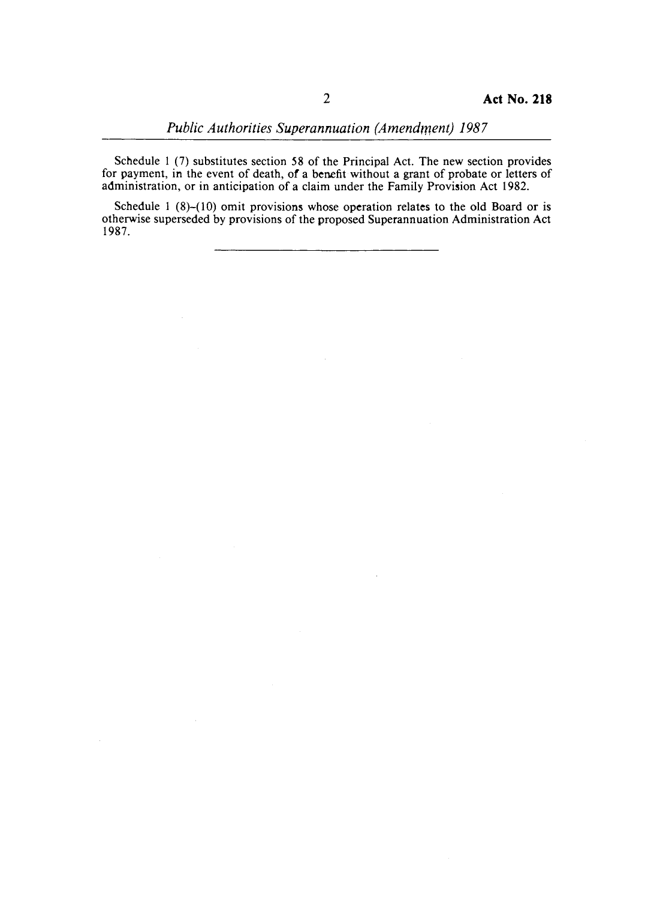Schedule 1 (7) substitutes section 58 of the Principal Act. The new section provides for payment, in the event of death, of a benefit without a grant of probate or letters of administration, or in anticipation of a claim under the Family Provision Act 1982.

Schedule 1 (8)–(10) omit provisions whose operation relates to the old Board or is otherwise superseded by provisions of the proposed Superannuation Administration Act 1987.